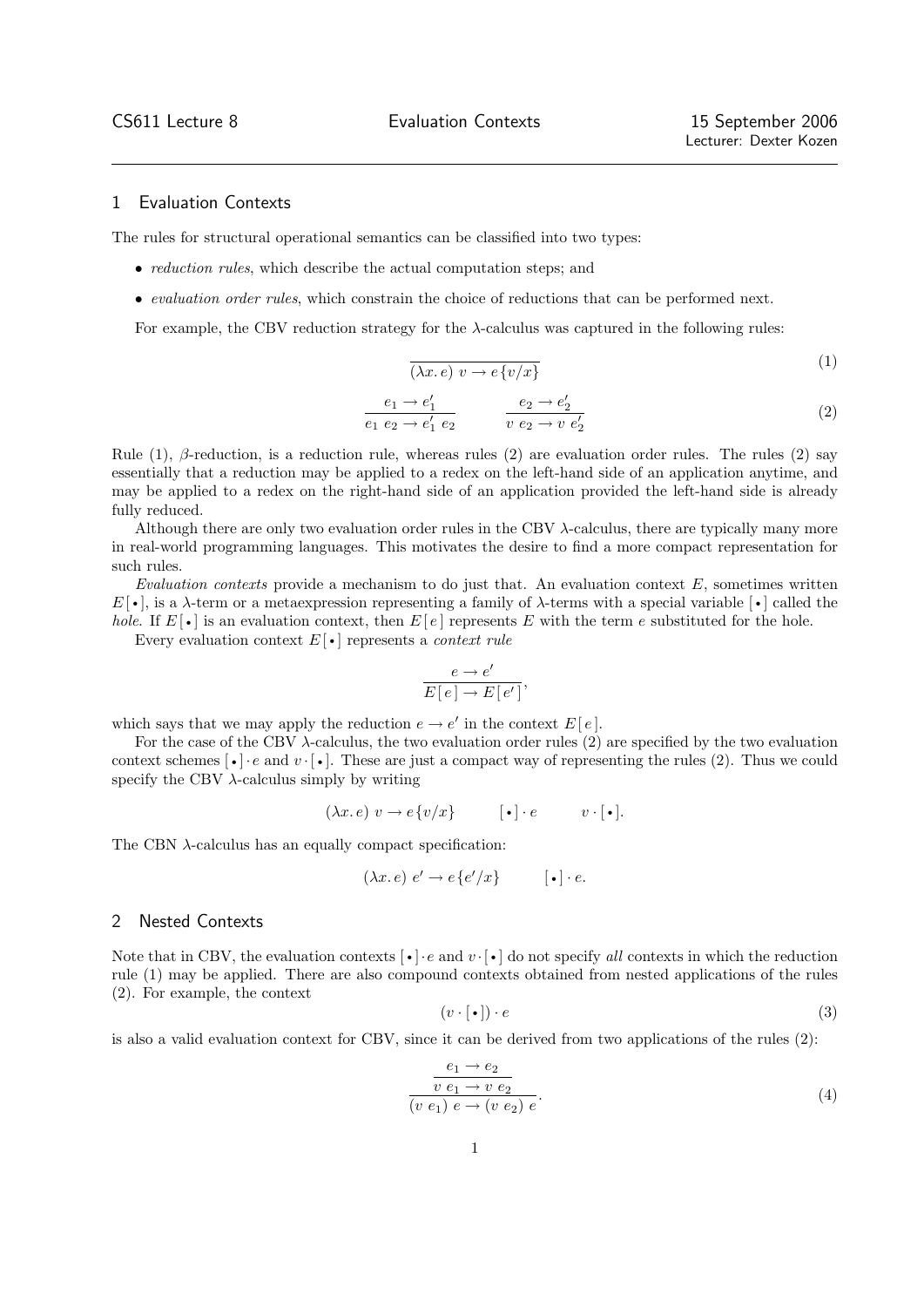CS611 Lecture 8 — Evaluation Contexts — 15 September 2006 — Lecturer: Dexter Kozen

## 1 Evaluation Contexts

The rules for structural operational semantics can be classified into two types:

- *reduction rules*, which describe the actual computation steps; and
- *evaluation order rules*, which constrain the choice of reductions that can be performed next.

For example, the CBV reduction strategy for the $\lambda$-calculus was captured in the following rules:

$$\frac{}{(\lambda x.\, e)\ v \to e\{v/x\}} \tag{1}$$

$$\frac{e_1 \to e_1'}{e_1\ e_2 \to e_1'\ e_2} \qquad \frac{e_2 \to e_2'}{v\ e_2 \to v\ e_2'} \tag{2}$$

Rule (1), $\beta$-reduction, is a reduction rule, whereas rules (2) are evaluation order rules. The rules (2) say essentially that a reduction may be applied to a redex on the left-hand side of an application anytime, and may be applied to a redex on the right-hand side of an application provided the left-hand side is already fully reduced.

Although there are only two evaluation order rules in the CBV $\lambda$-calculus, there are typically many more in real-world programming languages. This motivates the desire to find a more compact representation for such rules.

*Evaluation contexts* provide a mechanism to do just that. An evaluation context $E$, sometimes written $E[\,\bullet\,]$, is a $\lambda$-term or a metaexpression representing a family of $\lambda$-terms with a special variable $[\,\bullet\,]$ called the *hole*. If $E[\,\bullet\,]$ is an evaluation context, then $E[\,e\,]$ represents $E$ with the term $e$ substituted for the hole.

Every evaluation context $E[\,\bullet\,]$ represents a *context rule*

$$\frac{e \to e'}{E[\,e\,] \to E[\,e'\,]},$$

which says that we may apply the reduction $e \to e'$ in the context $E[\,e\,]$.

For the case of the CBV $\lambda$-calculus, the two evaluation order rules (2) are specified by the two evaluation context schemes $[\,\bullet\,] \cdot e$ and $v \cdot [\,\bullet\,]$. These are just a compact way of representing the rules (2). Thus we could specify the CBV $\lambda$-calculus simply by writing

$$(\lambda x.\, e)\ v \to e\{v/x\} \qquad [\,\bullet\,] \cdot e \qquad v \cdot [\,\bullet\,].$$

The CBN $\lambda$-calculus has an equally compact specification:

$$(\lambda x.\, e)\ e' \to e\{e'/x\} \qquad [\,\bullet\,] \cdot e.$$

## 2 Nested Contexts

Note that in CBV, the evaluation contexts $[\,\bullet\,] \cdot e$ and $v \cdot [\,\bullet\,]$ do not specify *all* contexts in which the reduction rule (1) may be applied. There are also compound contexts obtained from nested applications of the rules (2). For example, the context

$$(v \cdot [\,\bullet\,]) \cdot e \tag{3}$$

is also a valid evaluation context for CBV, since it can be derived from two applications of the rules (2):

$$\cfrac{\cfrac{e_1 \to e_2}{v\ e_1 \to v\ e_2}}{(v\ e_1)\ e \to (v\ e_2)\ e}. \tag{4}$$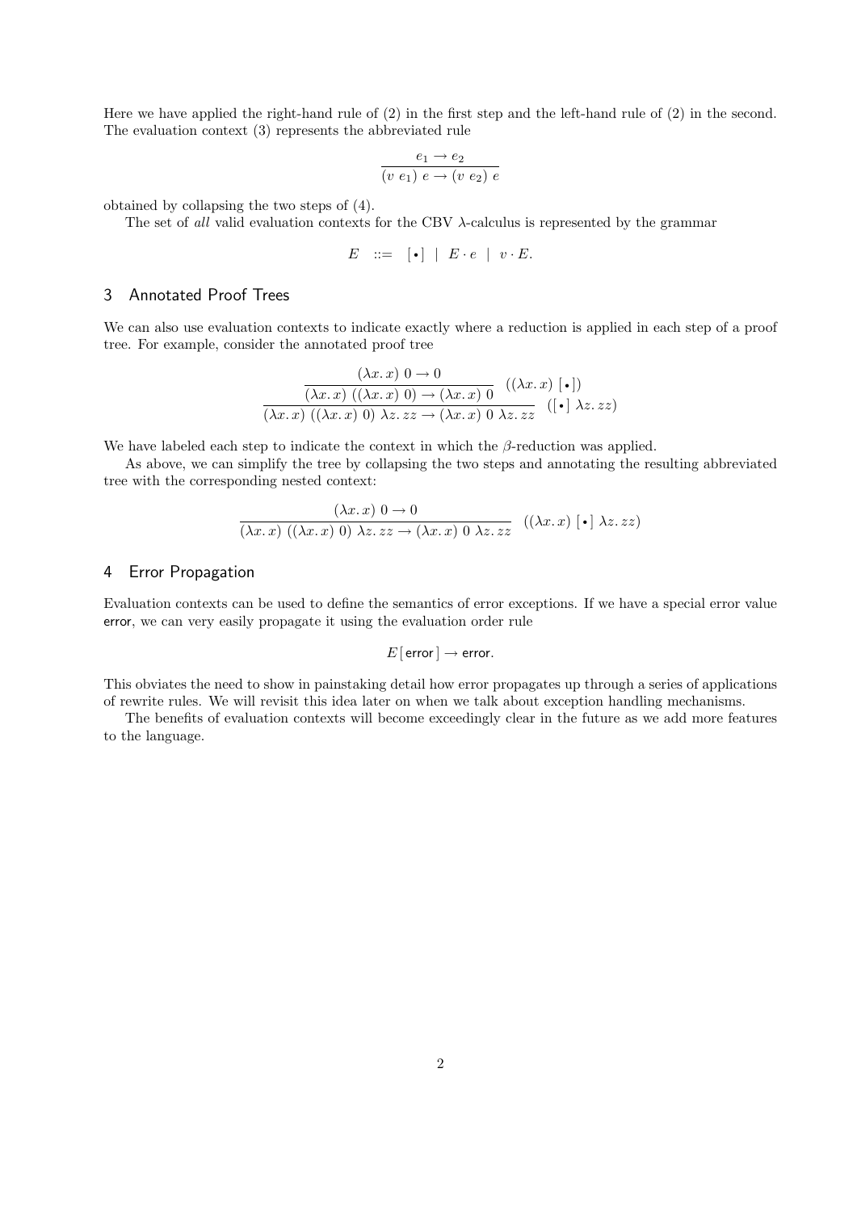Here we have applied the right-hand rule of (2) in the first step and the left-hand rule of (2) in the second. The evaluation context (3) represents the abbreviated rule

$$\frac{e_1 \to e_2}{(v\ e_1)\ e \to (v\ e_2)\ e}$$

obtained by collapsing the two steps of (4).

The set of *all* valid evaluation contexts for the CBV $\lambda$-calculus is represented by the grammar

$$E \quad ::= \quad [\,\bullet\,] \ \mid \ E \cdot e \ \mid \ v \cdot E.$$

## 3 Annotated Proof Trees

We can also use evaluation contexts to indicate exactly where a reduction is applied in each step of a proof tree. For example, consider the annotated proof tree

$$\cfrac{\cfrac{(\lambda x.\, x)\ 0 \to 0}{(\lambda x.\, x)\ ((\lambda x.\, x)\ 0) \to (\lambda x.\, x)\ 0}\ ((\lambda x.\, x)\ [\,\bullet\,])}{(\lambda x.\, x)\ ((\lambda x.\, x)\ 0)\ \lambda z.\, zz \to (\lambda x.\, x)\ 0\ \lambda z.\, zz}\ ([\,\bullet\,]\ \lambda z.\, zz)$$

We have labeled each step to indicate the context in which the $\beta$-reduction was applied.

As above, we can simplify the tree by collapsing the two steps and annotating the resulting abbreviated tree with the corresponding nested context:

$$\frac{(\lambda x.\, x)\ 0 \to 0}{(\lambda x.\, x)\ ((\lambda x.\, x)\ 0)\ \lambda z.\, zz \to (\lambda x.\, x)\ 0\ \lambda z.\, zz}\ ((\lambda x.\, x)\ [\,\bullet\,]\ \lambda z.\, zz)$$

## 4 Error Propagation

Evaluation contexts can be used to define the semantics of error exceptions. If we have a special error value error, we can very easily propagate it using the evaluation order rule

$$E\,[\,\mathsf{error}\,] \to \mathsf{error}.$$

This obviates the need to show in painstaking detail how error propagates up through a series of applications of rewrite rules. We will revisit this idea later on when we talk about exception handling mechanisms.

The benefits of evaluation contexts will become exceedingly clear in the future as we add more features to the language.